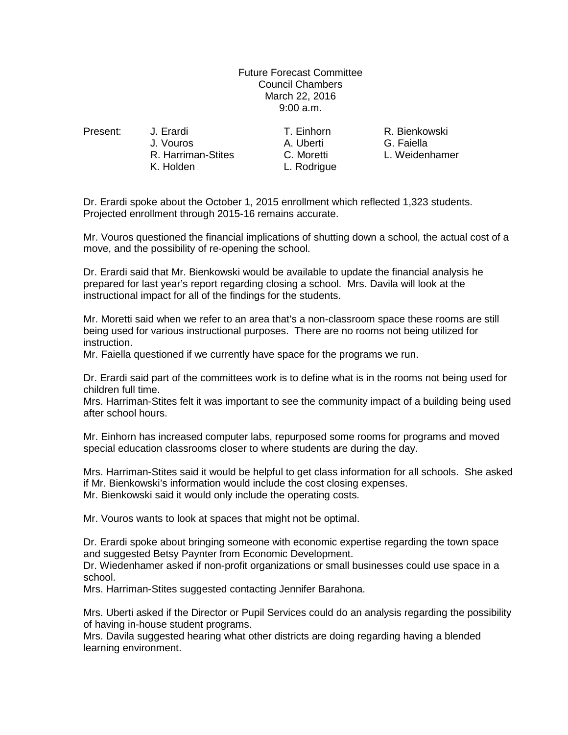Future Forecast Committee
Council Chambers
March 22, 2016
9:00 a.m.

| Present: | J. Erardi | T. Einhorn | R. Bienkowski |
|---|---|---|---|
| | J. Vouros | A. Uberti | G. Faiella |
| | R. Harriman-Stites | C. Moretti | L. Weidenhamer |
| | K. Holden | L. Rodrigue | |

Dr. Erardi spoke about the October 1, 2015 enrollment which reflected 1,323 students. Projected enrollment through 2015-16 remains accurate.

Mr. Vouros questioned the financial implications of shutting down a school, the actual cost of a move, and the possibility of re-opening the school.

Dr. Erardi said that Mr. Bienkowski would be available to update the financial analysis he prepared for last year's report regarding closing a school. Mrs. Davila will look at the instructional impact for all of the findings for the students.

Mr. Moretti said when we refer to an area that's a non-classroom space these rooms are still being used for various instructional purposes. There are no rooms not being utilized for instruction.
Mr. Faiella questioned if we currently have space for the programs we run.

Dr. Erardi said part of the committees work is to define what is in the rooms not being used for children full time.
Mrs. Harriman-Stites felt it was important to see the community impact of a building being used after school hours.

Mr. Einhorn has increased computer labs, repurposed some rooms for programs and moved special education classrooms closer to where students are during the day.

Mrs. Harriman-Stites said it would be helpful to get class information for all schools. She asked if Mr. Bienkowski's information would include the cost closing expenses.
Mr. Bienkowski said it would only include the operating costs.

Mr. Vouros wants to look at spaces that might not be optimal.

Dr. Erardi spoke about bringing someone with economic expertise regarding the town space and suggested Betsy Paynter from Economic Development.
Dr. Wiedenhamer asked if non-profit organizations or small businesses could use space in a school.
Mrs. Harriman-Stites suggested contacting Jennifer Barahona.

Mrs. Uberti asked if the Director or Pupil Services could do an analysis regarding the possibility of having in-house student programs.
Mrs. Davila suggested hearing what other districts are doing regarding having a blended learning environment.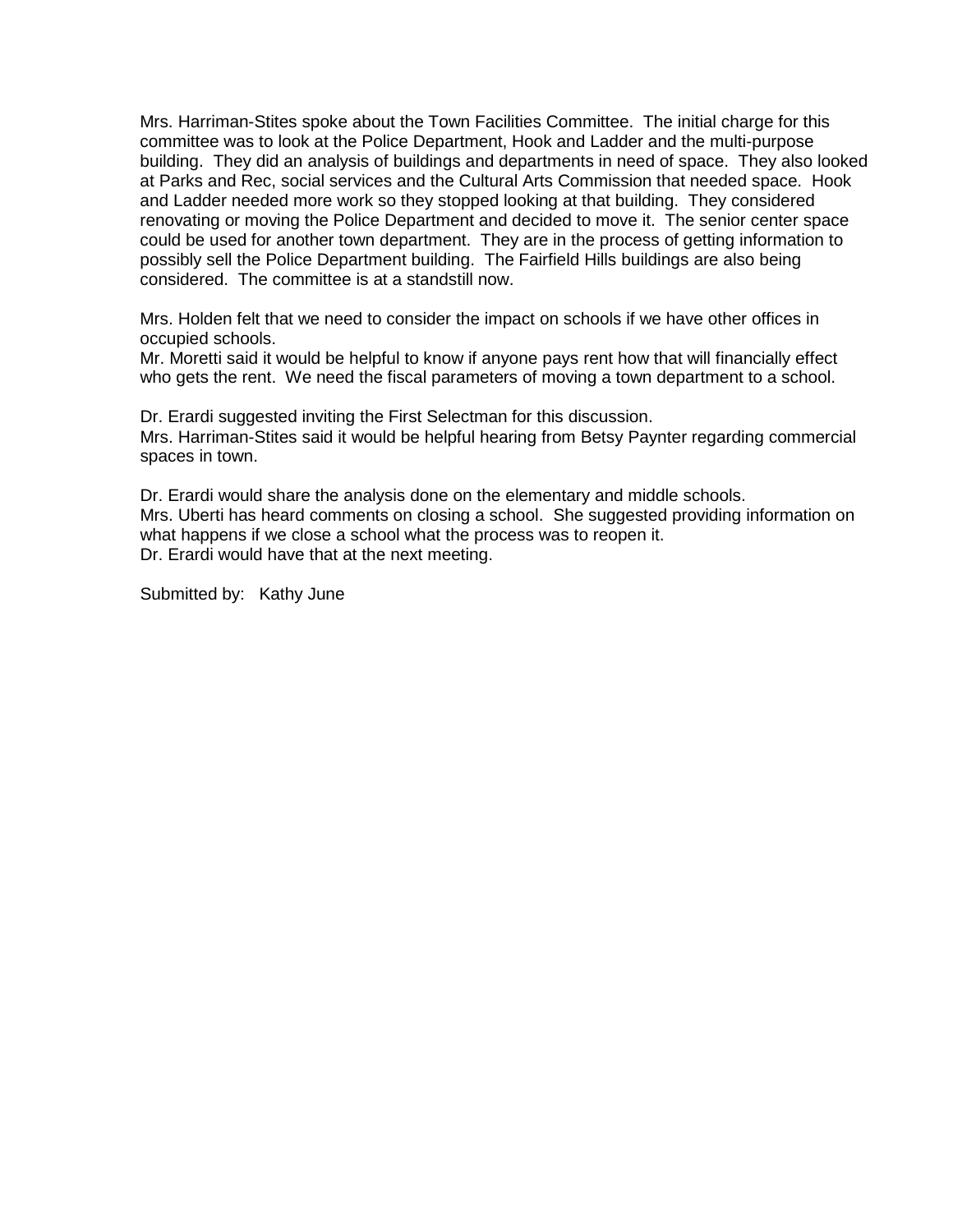Mrs. Harriman-Stites spoke about the Town Facilities Committee. The initial charge for this committee was to look at the Police Department, Hook and Ladder and the multi-purpose building. They did an analysis of buildings and departments in need of space. They also looked at Parks and Rec, social services and the Cultural Arts Commission that needed space. Hook and Ladder needed more work so they stopped looking at that building. They considered renovating or moving the Police Department and decided to move it. The senior center space could be used for another town department. They are in the process of getting information to possibly sell the Police Department building. The Fairfield Hills buildings are also being considered. The committee is at a standstill now.

Mrs. Holden felt that we need to consider the impact on schools if we have other offices in occupied schools.
Mr. Moretti said it would be helpful to know if anyone pays rent how that will financially effect who gets the rent. We need the fiscal parameters of moving a town department to a school.

Dr. Erardi suggested inviting the First Selectman for this discussion.
Mrs. Harriman-Stites said it would be helpful hearing from Betsy Paynter regarding commercial spaces in town.

Dr. Erardi would share the analysis done on the elementary and middle schools.
Mrs. Uberti has heard comments on closing a school. She suggested providing information on what happens if we close a school what the process was to reopen it.
Dr. Erardi would have that at the next meeting.

Submitted by: Kathy June